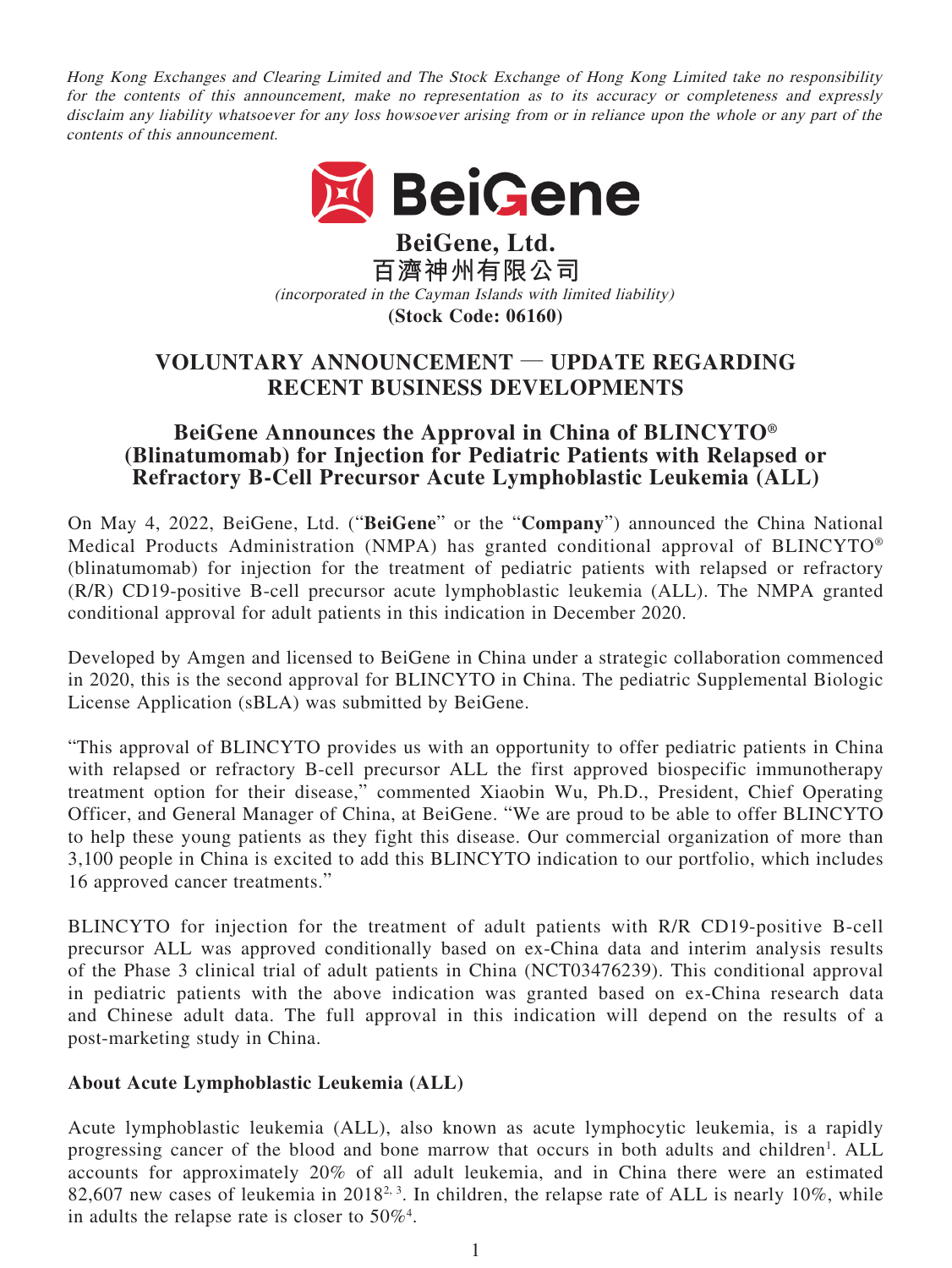*Hong Kong Exchanges and Clearing Limited and The Stock Exchange of Hong Kong Limited take no responsibility for the contents of this announcement, make no representation as to its accuracy or completeness and expressly disclaim any liability whatsoever for any loss howsoever arising from or in reliance upon the whole or any part of the contents of this announcement.*

**BeiGene, Ltd.**
**百濟神州有限公司**
*(incorporated in the Cayman Islands with limited liability)*
**(Stock Code: 06160)**

# VOLUNTARY ANNOUNCEMENT — UPDATE REGARDING RECENT BUSINESS DEVELOPMENTS

## BeiGene Announces the Approval in China of BLINCYTO® (Blinatumomab) for Injection for Pediatric Patients with Relapsed or Refractory B-Cell Precursor Acute Lymphoblastic Leukemia (ALL)

On May 4, 2022, BeiGene, Ltd. ("**BeiGene**" or the "**Company**") announced the China National Medical Products Administration (NMPA) has granted conditional approval of BLINCYTO® (blinatumomab) for injection for the treatment of pediatric patients with relapsed or refractory (R/R) CD19-positive B-cell precursor acute lymphoblastic leukemia (ALL). The NMPA granted conditional approval for adult patients in this indication in December 2020.

Developed by Amgen and licensed to BeiGene in China under a strategic collaboration commenced in 2020, this is the second approval for BLINCYTO in China. The pediatric Supplemental Biologic License Application (sBLA) was submitted by BeiGene.

"This approval of BLINCYTO provides us with an opportunity to offer pediatric patients in China with relapsed or refractory B-cell precursor ALL the first approved biospecific immunotherapy treatment option for their disease," commented Xiaobin Wu, Ph.D., President, Chief Operating Officer, and General Manager of China, at BeiGene. "We are proud to be able to offer BLINCYTO to help these young patients as they fight this disease. Our commercial organization of more than 3,100 people in China is excited to add this BLINCYTO indication to our portfolio, which includes 16 approved cancer treatments."

BLINCYTO for injection for the treatment of adult patients with R/R CD19-positive B-cell precursor ALL was approved conditionally based on ex-China data and interim analysis results of the Phase 3 clinical trial of adult patients in China (NCT03476239). This conditional approval in pediatric patients with the above indication was granted based on ex-China research data and Chinese adult data. The full approval in this indication will depend on the results of a post-marketing study in China.

**About Acute Lymphoblastic Leukemia (ALL)**

Acute lymphoblastic leukemia (ALL), also known as acute lymphocytic leukemia, is a rapidly progressing cancer of the blood and bone marrow that occurs in both adults and children[1]. ALL accounts for approximately 20% of all adult leukemia, and in China there were an estimated 82,607 new cases of leukemia in 2018[2, 3]. In children, the relapse rate of ALL is nearly 10%, while in adults the relapse rate is closer to 50%[4].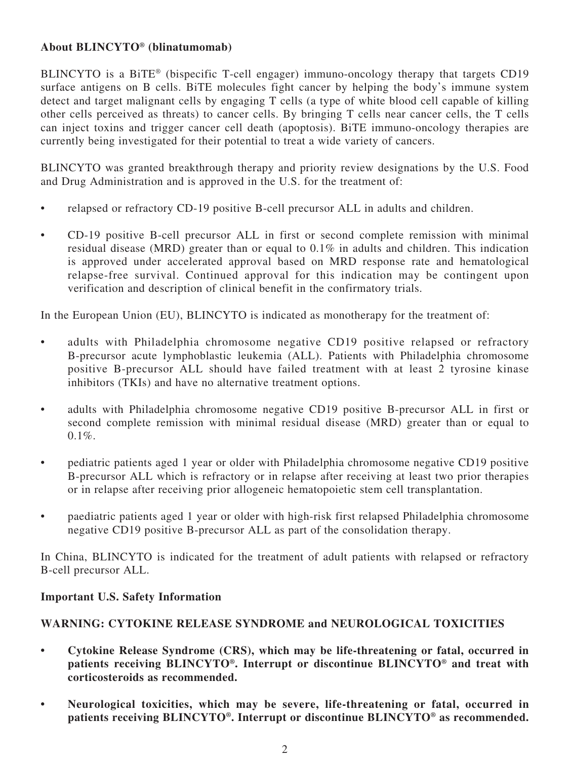**About BLINCYTO® (blinatumomab)**

BLINCYTO is a BiTE® (bispecific T-cell engager) immuno-oncology therapy that targets CD19 surface antigens on B cells. BiTE molecules fight cancer by helping the body's immune system detect and target malignant cells by engaging T cells (a type of white blood cell capable of killing other cells perceived as threats) to cancer cells. By bringing T cells near cancer cells, the T cells can inject toxins and trigger cancer cell death (apoptosis). BiTE immuno-oncology therapies are currently being investigated for their potential to treat a wide variety of cancers.

BLINCYTO was granted breakthrough therapy and priority review designations by the U.S. Food and Drug Administration and is approved in the U.S. for the treatment of:

- relapsed or refractory CD-19 positive B-cell precursor ALL in adults and children.
- CD-19 positive B-cell precursor ALL in first or second complete remission with minimal residual disease (MRD) greater than or equal to 0.1% in adults and children. This indication is approved under accelerated approval based on MRD response rate and hematological relapse-free survival. Continued approval for this indication may be contingent upon verification and description of clinical benefit in the confirmatory trials.

In the European Union (EU), BLINCYTO is indicated as monotherapy for the treatment of:

- adults with Philadelphia chromosome negative CD19 positive relapsed or refractory B-precursor acute lymphoblastic leukemia (ALL). Patients with Philadelphia chromosome positive B-precursor ALL should have failed treatment with at least 2 tyrosine kinase inhibitors (TKIs) and have no alternative treatment options.
- adults with Philadelphia chromosome negative CD19 positive B-precursor ALL in first or second complete remission with minimal residual disease (MRD) greater than or equal to 0.1%.
- pediatric patients aged 1 year or older with Philadelphia chromosome negative CD19 positive B-precursor ALL which is refractory or in relapse after receiving at least two prior therapies or in relapse after receiving prior allogeneic hematopoietic stem cell transplantation.
- paediatric patients aged 1 year or older with high-risk first relapsed Philadelphia chromosome negative CD19 positive B-precursor ALL as part of the consolidation therapy.

In China, BLINCYTO is indicated for the treatment of adult patients with relapsed or refractory B-cell precursor ALL.

**Important U.S. Safety Information**

**WARNING: CYTOKINE RELEASE SYNDROME and NEUROLOGICAL TOXICITIES**

- **Cytokine Release Syndrome (CRS), which may be life-threatening or fatal, occurred in patients receiving BLINCYTO®. Interrupt or discontinue BLINCYTO® and treat with corticosteroids as recommended.**
- **Neurological toxicities, which may be severe, life-threatening or fatal, occurred in patients receiving BLINCYTO®. Interrupt or discontinue BLINCYTO® as recommended.**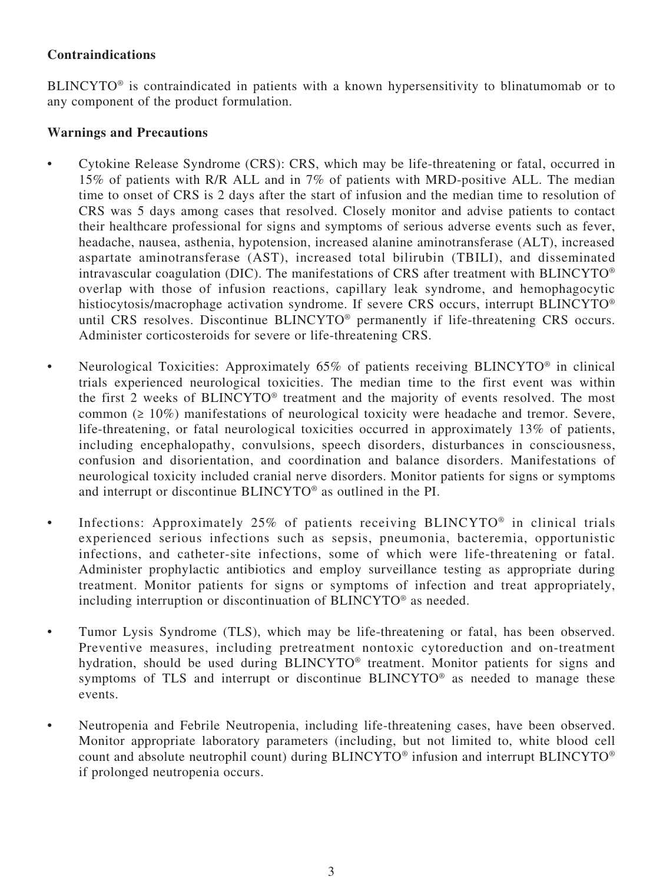**Contraindications**

BLINCYTO® is contraindicated in patients with a known hypersensitivity to blinatumomab or to any component of the product formulation.

**Warnings and Precautions**

- Cytokine Release Syndrome (CRS): CRS, which may be life-threatening or fatal, occurred in 15% of patients with R/R ALL and in 7% of patients with MRD-positive ALL. The median time to onset of CRS is 2 days after the start of infusion and the median time to resolution of CRS was 5 days among cases that resolved. Closely monitor and advise patients to contact their healthcare professional for signs and symptoms of serious adverse events such as fever, headache, nausea, asthenia, hypotension, increased alanine aminotransferase (ALT), increased aspartate aminotransferase (AST), increased total bilirubin (TBILI), and disseminated intravascular coagulation (DIC). The manifestations of CRS after treatment with BLINCYTO® overlap with those of infusion reactions, capillary leak syndrome, and hemophagocytic histiocytosis/macrophage activation syndrome. If severe CRS occurs, interrupt BLINCYTO® until CRS resolves. Discontinue BLINCYTO® permanently if life-threatening CRS occurs. Administer corticosteroids for severe or life-threatening CRS.

- Neurological Toxicities: Approximately 65% of patients receiving BLINCYTO® in clinical trials experienced neurological toxicities. The median time to the first event was within the first 2 weeks of BLINCYTO® treatment and the majority of events resolved. The most common (≥ 10%) manifestations of neurological toxicity were headache and tremor. Severe, life-threatening, or fatal neurological toxicities occurred in approximately 13% of patients, including encephalopathy, convulsions, speech disorders, disturbances in consciousness, confusion and disorientation, and coordination and balance disorders. Manifestations of neurological toxicity included cranial nerve disorders. Monitor patients for signs or symptoms and interrupt or discontinue BLINCYTO® as outlined in the PI.

- Infections: Approximately 25% of patients receiving BLINCYTO® in clinical trials experienced serious infections such as sepsis, pneumonia, bacteremia, opportunistic infections, and catheter-site infections, some of which were life-threatening or fatal. Administer prophylactic antibiotics and employ surveillance testing as appropriate during treatment. Monitor patients for signs or symptoms of infection and treat appropriately, including interruption or discontinuation of BLINCYTO® as needed.

- Tumor Lysis Syndrome (TLS), which may be life-threatening or fatal, has been observed. Preventive measures, including pretreatment nontoxic cytoreduction and on-treatment hydration, should be used during BLINCYTO® treatment. Monitor patients for signs and symptoms of TLS and interrupt or discontinue BLINCYTO® as needed to manage these events.

- Neutropenia and Febrile Neutropenia, including life-threatening cases, have been observed. Monitor appropriate laboratory parameters (including, but not limited to, white blood cell count and absolute neutrophil count) during BLINCYTO® infusion and interrupt BLINCYTO® if prolonged neutropenia occurs.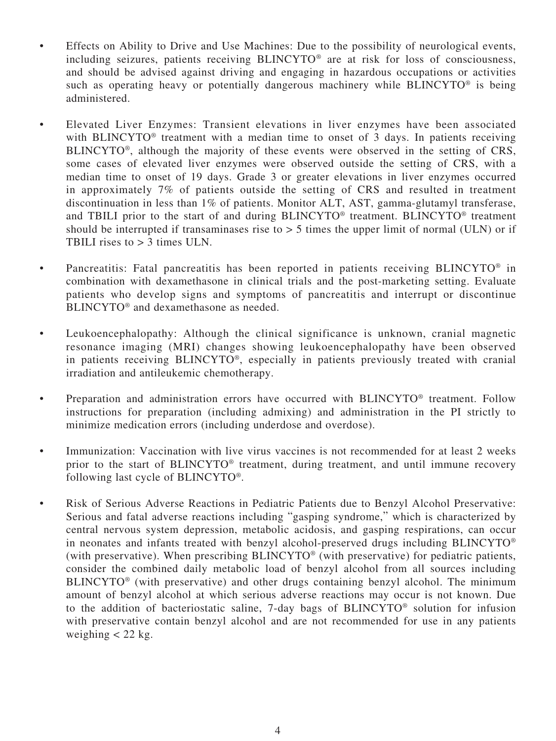- Effects on Ability to Drive and Use Machines: Due to the possibility of neurological events, including seizures, patients receiving BLINCYTO® are at risk for loss of consciousness, and should be advised against driving and engaging in hazardous occupations or activities such as operating heavy or potentially dangerous machinery while BLINCYTO® is being administered.

- Elevated Liver Enzymes: Transient elevations in liver enzymes have been associated with BLINCYTO® treatment with a median time to onset of 3 days. In patients receiving BLINCYTO®, although the majority of these events were observed in the setting of CRS, some cases of elevated liver enzymes were observed outside the setting of CRS, with a median time to onset of 19 days. Grade 3 or greater elevations in liver enzymes occurred in approximately 7% of patients outside the setting of CRS and resulted in treatment discontinuation in less than 1% of patients. Monitor ALT, AST, gamma-glutamyl transferase, and TBILI prior to the start of and during BLINCYTO® treatment. BLINCYTO® treatment should be interrupted if transaminases rise to > 5 times the upper limit of normal (ULN) or if TBILI rises to > 3 times ULN.

- Pancreatitis: Fatal pancreatitis has been reported in patients receiving BLINCYTO® in combination with dexamethasone in clinical trials and the post-marketing setting. Evaluate patients who develop signs and symptoms of pancreatitis and interrupt or discontinue BLINCYTO® and dexamethasone as needed.

- Leukoencephalopathy: Although the clinical significance is unknown, cranial magnetic resonance imaging (MRI) changes showing leukoencephalopathy have been observed in patients receiving BLINCYTO®, especially in patients previously treated with cranial irradiation and antileukemic chemotherapy.

- Preparation and administration errors have occurred with BLINCYTO® treatment. Follow instructions for preparation (including admixing) and administration in the PI strictly to minimize medication errors (including underdose and overdose).

- Immunization: Vaccination with live virus vaccines is not recommended for at least 2 weeks prior to the start of BLINCYTO® treatment, during treatment, and until immune recovery following last cycle of BLINCYTO®.

- Risk of Serious Adverse Reactions in Pediatric Patients due to Benzyl Alcohol Preservative: Serious and fatal adverse reactions including "gasping syndrome," which is characterized by central nervous system depression, metabolic acidosis, and gasping respirations, can occur in neonates and infants treated with benzyl alcohol-preserved drugs including BLINCYTO® (with preservative). When prescribing BLINCYTO® (with preservative) for pediatric patients, consider the combined daily metabolic load of benzyl alcohol from all sources including BLINCYTO® (with preservative) and other drugs containing benzyl alcohol. The minimum amount of benzyl alcohol at which serious adverse reactions may occur is not known. Due to the addition of bacteriostatic saline, 7-day bags of BLINCYTO® solution for infusion with preservative contain benzyl alcohol and are not recommended for use in any patients weighing < 22 kg.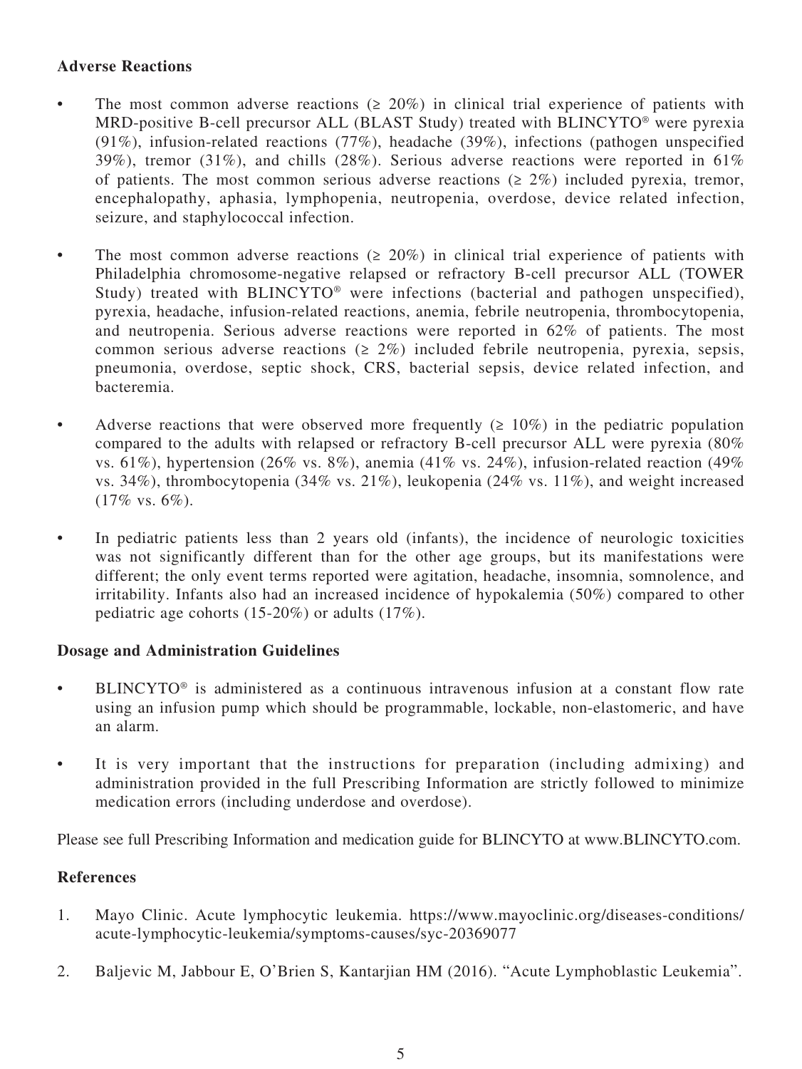**Adverse Reactions**

- The most common adverse reactions (≥ 20%) in clinical trial experience of patients with MRD-positive B-cell precursor ALL (BLAST Study) treated with BLINCYTO® were pyrexia (91%), infusion-related reactions (77%), headache (39%), infections (pathogen unspecified 39%), tremor (31%), and chills (28%). Serious adverse reactions were reported in 61% of patients. The most common serious adverse reactions (≥ 2%) included pyrexia, tremor, encephalopathy, aphasia, lymphopenia, neutropenia, overdose, device related infection, seizure, and staphylococcal infection.

- The most common adverse reactions (≥ 20%) in clinical trial experience of patients with Philadelphia chromosome-negative relapsed or refractory B-cell precursor ALL (TOWER Study) treated with BLINCYTO® were infections (bacterial and pathogen unspecified), pyrexia, headache, infusion-related reactions, anemia, febrile neutropenia, thrombocytopenia, and neutropenia. Serious adverse reactions were reported in 62% of patients. The most common serious adverse reactions (≥ 2%) included febrile neutropenia, pyrexia, sepsis, pneumonia, overdose, septic shock, CRS, bacterial sepsis, device related infection, and bacteremia.

- Adverse reactions that were observed more frequently (≥ 10%) in the pediatric population compared to the adults with relapsed or refractory B-cell precursor ALL were pyrexia (80% vs. 61%), hypertension (26% vs. 8%), anemia (41% vs. 24%), infusion-related reaction (49% vs. 34%), thrombocytopenia (34% vs. 21%), leukopenia (24% vs. 11%), and weight increased (17% vs. 6%).

- In pediatric patients less than 2 years old (infants), the incidence of neurologic toxicities was not significantly different than for the other age groups, but its manifestations were different; the only event terms reported were agitation, headache, insomnia, somnolence, and irritability. Infants also had an increased incidence of hypokalemia (50%) compared to other pediatric age cohorts (15-20%) or adults (17%).

**Dosage and Administration Guidelines**

- BLINCYTO® is administered as a continuous intravenous infusion at a constant flow rate using an infusion pump which should be programmable, lockable, non-elastomeric, and have an alarm.

- It is very important that the instructions for preparation (including admixing) and administration provided in the full Prescribing Information are strictly followed to minimize medication errors (including underdose and overdose).

Please see full Prescribing Information and medication guide for BLINCYTO at www.BLINCYTO.com.

**References**

1. Mayo Clinic. Acute lymphocytic leukemia. https://www.mayoclinic.org/diseases-conditions/acute-lymphocytic-leukemia/symptoms-causes/syc-20369077

2. Baljevic M, Jabbour E, O'Brien S, Kantarjian HM (2016). "Acute Lymphoblastic Leukemia".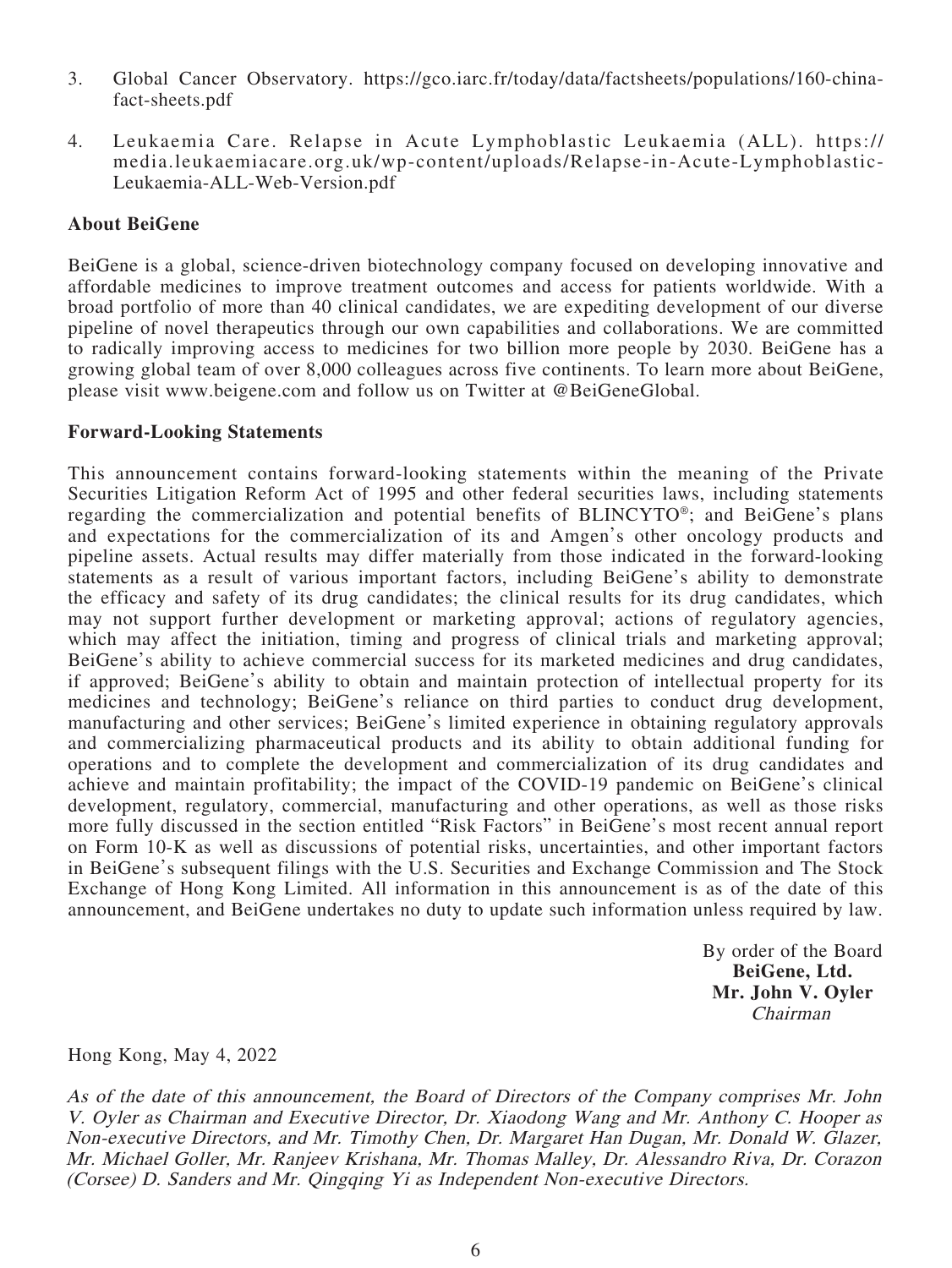3. Global Cancer Observatory. https://gco.iarc.fr/today/data/factsheets/populations/160-china-fact-sheets.pdf

4. Leukaemia Care. Relapse in Acute Lymphoblastic Leukaemia (ALL). https://media.leukaemiacare.org.uk/wp-content/uploads/Relapse-in-Acute-Lymphoblastic-Leukaemia-ALL-Web-Version.pdf

**About BeiGene**

BeiGene is a global, science-driven biotechnology company focused on developing innovative and affordable medicines to improve treatment outcomes and access for patients worldwide. With a broad portfolio of more than 40 clinical candidates, we are expediting development of our diverse pipeline of novel therapeutics through our own capabilities and collaborations. We are committed to radically improving access to medicines for two billion more people by 2030. BeiGene has a growing global team of over 8,000 colleagues across five continents. To learn more about BeiGene, please visit www.beigene.com and follow us on Twitter at @BeiGeneGlobal.

**Forward-Looking Statements**

This announcement contains forward-looking statements within the meaning of the Private Securities Litigation Reform Act of 1995 and other federal securities laws, including statements regarding the commercialization and potential benefits of BLINCYTO®; and BeiGene's plans and expectations for the commercialization of its and Amgen's other oncology products and pipeline assets. Actual results may differ materially from those indicated in the forward-looking statements as a result of various important factors, including BeiGene's ability to demonstrate the efficacy and safety of its drug candidates; the clinical results for its drug candidates, which may not support further development or marketing approval; actions of regulatory agencies, which may affect the initiation, timing and progress of clinical trials and marketing approval; BeiGene's ability to achieve commercial success for its marketed medicines and drug candidates, if approved; BeiGene's ability to obtain and maintain protection of intellectual property for its medicines and technology; BeiGene's reliance on third parties to conduct drug development, manufacturing and other services; BeiGene's limited experience in obtaining regulatory approvals and commercializing pharmaceutical products and its ability to obtain additional funding for operations and to complete the development and commercialization of its drug candidates and achieve and maintain profitability; the impact of the COVID-19 pandemic on BeiGene's clinical development, regulatory, commercial, manufacturing and other operations, as well as those risks more fully discussed in the section entitled "Risk Factors" in BeiGene's most recent annual report on Form 10-K as well as discussions of potential risks, uncertainties, and other important factors in BeiGene's subsequent filings with the U.S. Securities and Exchange Commission and The Stock Exchange of Hong Kong Limited. All information in this announcement is as of the date of this announcement, and BeiGene undertakes no duty to update such information unless required by law.

By order of the Board
**BeiGene, Ltd.**
**Mr. John V. Oyler**
*Chairman*

Hong Kong, May 4, 2022

*As of the date of this announcement, the Board of Directors of the Company comprises Mr. John V. Oyler as Chairman and Executive Director, Dr. Xiaodong Wang and Mr. Anthony C. Hooper as Non-executive Directors, and Mr. Timothy Chen, Dr. Margaret Han Dugan, Mr. Donald W. Glazer, Mr. Michael Goller, Mr. Ranjeev Krishana, Mr. Thomas Malley, Dr. Alessandro Riva, Dr. Corazon (Corsee) D. Sanders and Mr. Qingqing Yi as Independent Non-executive Directors.*